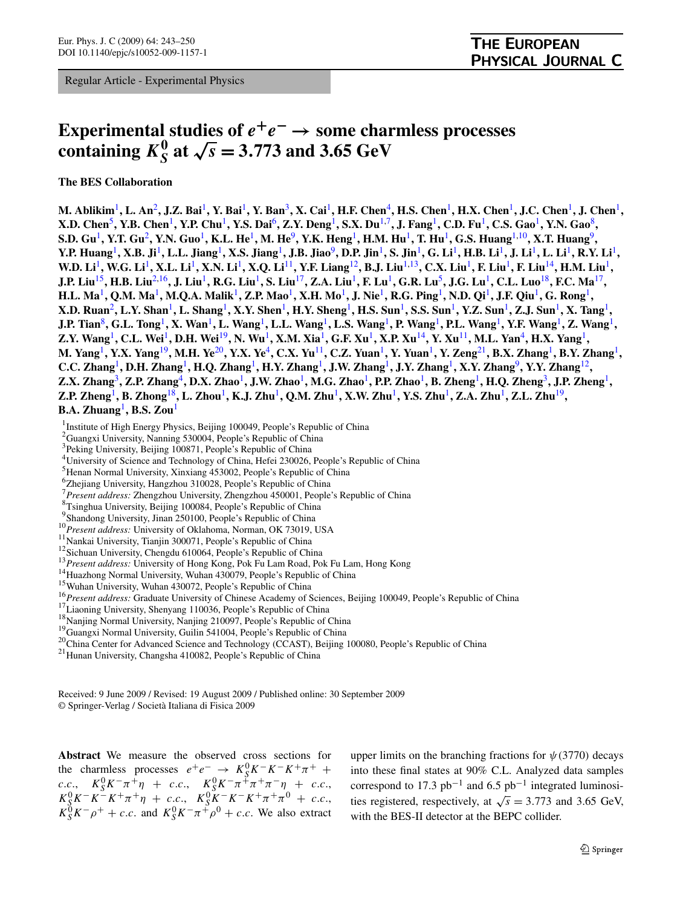Regular Article - Experimental Physics

# Experimental studies of $e^+e^- \to$ some charmless processes containing $K_S^0$ at $\sqrt{s} = 3.773$ and 3.65 GeV

**The BES Collaboration**

**M. Ablikim[1], L. An[2], J.Z. Bai[1], Y. Bai[1], Y. Ban[3], X. Cai[1], H.F. Chen[4], H.S. Chen[1], H.X. Chen[1], J.C. Chen[1], J. Chen[1], X.D. Chen[5], Y.B. Chen[1], Y.P. Chu[1], Y.S. Dai[6], Z.Y. Deng[1], S.X. Du[1,7], J. Fang[1], C.D. Fu[1], C.S. Gao[1], Y.N. Gao[8], S.D. Gu[1], Y.T. Gu[2], Y.N. Guo[1], K.L. He[1], M. He[9], Y.K. Heng[1], H.M. Hu[1], T. Hu[1], G.S. Huang[1,10], X.T. Huang[9], Y.P. Huang[1], X.B. Ji[1], L.L. Jiang[1], X.S. Jiang[1], J.B. Jiao[9], D.P. Jin[1], S. Jin[1], G. Li[1], H.B. Li[1], J. Li[1], L. Li[1], R.Y. Li[1], W.D. Li[1], W.G. Li[1], X.L. Li[1], X.N. Li[1], X.Q. Li[11], Y.F. Liang[12], B.J. Liu[1,13], C.X. Liu[1], F. Liu[1], F. Liu[14], H.M. Liu[1], J.P. Liu[15], H.B. Liu[2,16], J. Liu[1], R.G. Liu[1], S. Liu[17], Z.A. Liu[1], F. Lu[1], G.R. Lu[5], J.G. Lu[1], C.L. Luo[18], F.C. Ma[17], H.L. Ma[1], Q.M. Ma[1], M.Q.A. Malik[1], Z.P. Mao[1], X.H. Mo[1], J. Nie[1], R.G. Ping[1], N.D. Qi[1], J.F. Qiu[1], G. Rong[1], X.D. Ruan[2], L.Y. Shan[1], L. Shang[1], X.Y. Shen[1], H.Y. Sheng[1], H.S. Sun[1], S.S. Sun[1], Y.Z. Sun[1], Z.J. Sun[1], X. Tang[1], J.P. Tian[8], G.L. Tong[1], X. Wan[1], L. Wang[1], L.L. Wang[1], L.S. Wang[1], P. Wang[1], P.L. Wang[1], Y.F. Wang[1], Z. Wang[1], Z.Y. Wang[1], C.L. Wei[1], D.H. Wei[19], N. Wu[1], X.M. Xia[1], G.F. Xu[1], X.P. Xu[14], Y. Xu[11], M.L. Yan[4], H.X. Yang[1], M. Yang[1], Y.X. Yang[19], M.H. Ye[20], Y.X. Ye[4], C.X. Yu[11], C.Z. Yuan[1], Y. Yuan[1], Y. Zeng[21], B.X. Zhang[1], B.Y. Zhang[1], C.C. Zhang[1], D.H. Zhang[1], H.Q. Zhang[1], H.Y. Zhang[1], J.W. Zhang[1], J.Y. Zhang[1], X.Y. Zhang[9], Y.Y. Zhang[12], Z.X. Zhang[3], Z.P. Zhang[4], D.X. Zhao[1], J.W. Zhao[1], M.G. Zhao[1], P.P. Zhao[1], B. Zheng[1], H.Q. Zheng[3], J.P. Zheng[1], Z.P. Zheng[1], B. Zhong[18], L. Zhou[1], K.J. Zhu[1], Q.M. Zhu[1], X.W. Zhu[1], Y.S. Zhu[1], Z.A. Zhu[1], Z.L. Zhu[19], B.A. Zhuang[1], B.S. Zou[1]**

[1] Institute of High Energy Physics, Beijing 100049, People's Republic of China
[2] Guangxi University, Nanning 530004, People's Republic of China
[3] Peking University, Beijing 100871, People's Republic of China
[4] University of Science and Technology of China, Hefei 230026, People's Republic of China
[5] Henan Normal University, Xinxiang 453002, People's Republic of China
[6] Zhejiang University, Hangzhou 310028, People's Republic of China
[7] *Present address:* Zhengzhou University, Zhengzhou 450001, People's Republic of China
[8] Tsinghua University, Beijing 100084, People's Republic of China
[9] Shandong University, Jinan 250100, People's Republic of China
[10] *Present address:* University of Oklahoma, Norman, OK 73019, USA
[11] Nankai University, Tianjin 300071, People's Republic of China
[12] Sichuan University, Chengdu 610064, People's Republic of China
[13] *Present address:* University of Hong Kong, Pok Fu Lam Road, Pok Fu Lam, Hong Kong
[14] Huazhong Normal University, Wuhan 430079, People's Republic of China
[15] Wuhan University, Wuhan 430072, People's Republic of China
[16] *Present address:* Graduate University of Chinese Academy of Sciences, Beijing 100049, People's Republic of China
[17] Liaoning University, Shenyang 110036, People's Republic of China
[18] Nanjing Normal University, Nanjing 210097, People's Republic of China
[19] Guangxi Normal University, Guilin 541004, People's Republic of China
[20] China Center for Advanced Science and Technology (CCAST), Beijing 100080, People's Republic of China
[21] Hunan University, Changsha 410082, People's Republic of China

Received: 9 June 2009 / Revised: 19 August 2009 / Published online: 30 September 2009
© Springer-Verlag / Società Italiana di Fisica 2009

**Abstract** We measure the observed cross sections for the charmless processes $e^+e^- \to K_S^0K^-K^-K^+\pi^+ + c.c.$, $K_S^0K^-\pi^+\eta + c.c.$, $K_S^0K^-\pi^+\pi^+\pi^-\eta + c.c.$, $K_S^0K^-K^-K^+\pi^+\eta + c.c.$, $K_S^0K^-K^-K^+\pi^+\pi^0 + c.c.$, $K_S^0K^-\rho^+ + c.c.$ and $K_S^0K^-\pi^+\rho^0 + c.c.$ We also extract upper limits on the branching fractions for $\psi(3770)$ decays into these final states at 90% C.L. Analyzed data samples correspond to 17.3 pb$^{-1}$ and 6.5 pb$^{-1}$ integrated luminosities registered, respectively, at $\sqrt{s} = 3.773$ and 3.65 GeV, with the BES-II detector at the BEPC collider.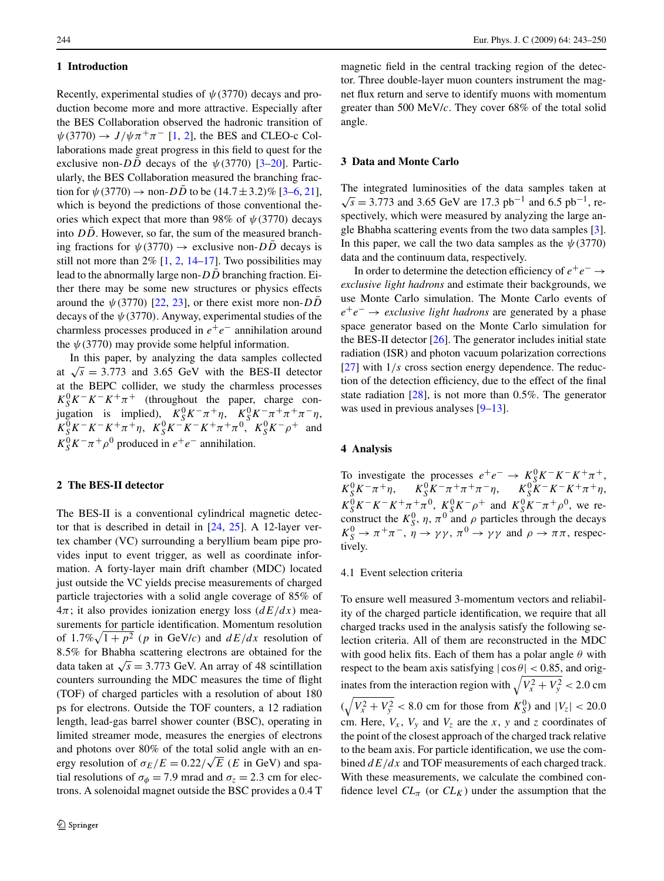## 1 Introduction

Recently, experimental studies of $\psi(3770)$ decays and production become more and more attractive. Especially after the BES Collaboration observed the hadronic transition of $\psi(3770) \to J/\psi\pi^+\pi^-$ [1, 2], the BES and CLEO-c Collaborations made great progress in this field to quest for the exclusive non-$D\bar{D}$ decays of the $\psi(3770)$ [3–20]. Particularly, the BES Collaboration measured the branching fraction for $\psi(3770) \to$ non-$D\bar{D}$ to be $(14.7 \pm 3.2)\%$ [3–6, 21], which is beyond the predictions of those conventional theories which expect that more than 98% of $\psi(3770)$ decays into $D\bar{D}$. However, so far, the sum of the measured branching fractions for $\psi(3770) \to$ exclusive non-$D\bar{D}$ decays is still not more than 2% [1, 2, 14–17]. Two possibilities may lead to the abnormally large non-$D\bar{D}$ branching fraction. Either there may be some new structures or physics effects around the $\psi(3770)$ [22, 23], or there exist more non-$D\bar{D}$ decays of the $\psi(3770)$. Anyway, experimental studies of the charmless processes produced in $e^+e^-$ annihilation around the $\psi(3770)$ may provide some helpful information.

In this paper, by analyzing the data samples collected at $\sqrt{s} = 3.773$ and 3.65 GeV with the BES-II detector at the BEPC collider, we study the charmless processes $K_S^0K^-K^-K^+\pi^+$ (throughout the paper, charge conjugation is implied), $K_S^0K^-\pi^+\eta$, $K_S^0K^-\pi^+\pi^+\pi^-\eta$, $K_S^0K^-K^-K^+\pi^+\eta$, $K_S^0K^-K^-K^+\pi^+\pi^0$, $K_S^0K^-\rho^+$ and $K_S^0K^-\pi^+\rho^0$ produced in $e^+e^-$ annihilation.

## 2 The BES-II detector

The BES-II is a conventional cylindrical magnetic detector that is described in detail in [24, 25]. A 12-layer vertex chamber (VC) surrounding a beryllium beam pipe provides input to event trigger, as well as coordinate information. A forty-layer main drift chamber (MDC) located just outside the VC yields precise measurements of charged particle trajectories with a solid angle coverage of 85% of $4\pi$; it also provides ionization energy loss ($dE/dx$) measurements for particle identification. Momentum resolution of $1.7\%\sqrt{1+p^2}$ ($p$ in GeV/$c$) and $dE/dx$ resolution of 8.5% for Bhabha scattering electrons are obtained for the data taken at $\sqrt{s} = 3.773$ GeV. An array of 48 scintillation counters surrounding the MDC measures the time of flight (TOF) of charged particles with a resolution of about 180 ps for electrons. Outside the TOF counters, a 12 radiation length, lead-gas barrel shower counter (BSC), operating in limited streamer mode, measures the energies of electrons and photons over 80% of the total solid angle with an energy resolution of $\sigma_E/E = 0.22/\sqrt{E}$ ($E$ in GeV) and spatial resolutions of $\sigma_\phi = 7.9$ mrad and $\sigma_z = 2.3$ cm for electrons. A solenoidal magnet outside the BSC provides a 0.4 T magnetic field in the central tracking region of the detector. Three double-layer muon counters instrument the magnet flux return and serve to identify muons with momentum greater than 500 MeV/$c$. They cover 68% of the total solid angle.

## 3 Data and Monte Carlo

The integrated luminosities of the data samples taken at $\sqrt{s} = 3.773$ and 3.65 GeV are 17.3 pb$^{-1}$ and 6.5 pb$^{-1}$, respectively, which were measured by analyzing the large angle Bhabha scattering events from the two data samples [3]. In this paper, we call the two data samples as the $\psi(3770)$ data and the continuum data, respectively.

In order to determine the detection efficiency of $e^+e^- \to$ *exclusive light hadrons* and estimate their backgrounds, we use Monte Carlo simulation. The Monte Carlo events of $e^+e^- \to$ *exclusive light hadrons* are generated by a phase space generator based on the Monte Carlo simulation for the BES-II detector [26]. The generator includes initial state radiation (ISR) and photon vacuum polarization corrections [27] with $1/s$ cross section energy dependence. The reduction of the detection efficiency, due to the effect of the final state radiation [28], is not more than 0.5%. The generator was used in previous analyses [9–13].

## 4 Analysis

To investigate the processes $e^+e^- \to K_S^0K^-K^-K^+\pi^+$, $K_S^0K^-\pi^+\eta$, $K_S^0K^-\pi^+\pi^+\pi^-\eta$, $K_S^0K^-K^-K^+\pi^+\eta$, $K_S^0K^-K^-K^+\pi^+\pi^0$, $K_S^0K^-\rho^+$ and $K_S^0K^-\pi^+\rho^0$, we reconstruct the $K_S^0$, $\eta$, $\pi^0$ and $\rho$ particles through the decays $K_S^0 \to \pi^+\pi^-$, $\eta \to \gamma\gamma$, $\pi^0 \to \gamma\gamma$ and $\rho \to \pi\pi$, respectively.

### 4.1 Event selection criteria

To ensure well measured 3-momentum vectors and reliability of the charged particle identification, we require that all charged tracks used in the analysis satisfy the following selection criteria. All of them are reconstructed in the MDC with good helix fits. Each of them has a polar angle $\theta$ with respect to the beam axis satisfying $|\cos\theta| < 0.85$, and originates from the interaction region with $\sqrt{V_x^2 + V_y^2} < 2.0$ cm ($\sqrt{V_x^2 + V_y^2} < 8.0$ cm for those from $K_S^0$) and $|V_z| < 20.0$ cm. Here, $V_x$, $V_y$ and $V_z$ are the $x$, $y$ and $z$ coordinates of the point of the closest approach of the charged track relative to the beam axis. For particle identification, we use the combined $dE/dx$ and TOF measurements of each charged track. With these measurements, we calculate the combined confidence level $CL_\pi$ (or $CL_K$) under the assumption that the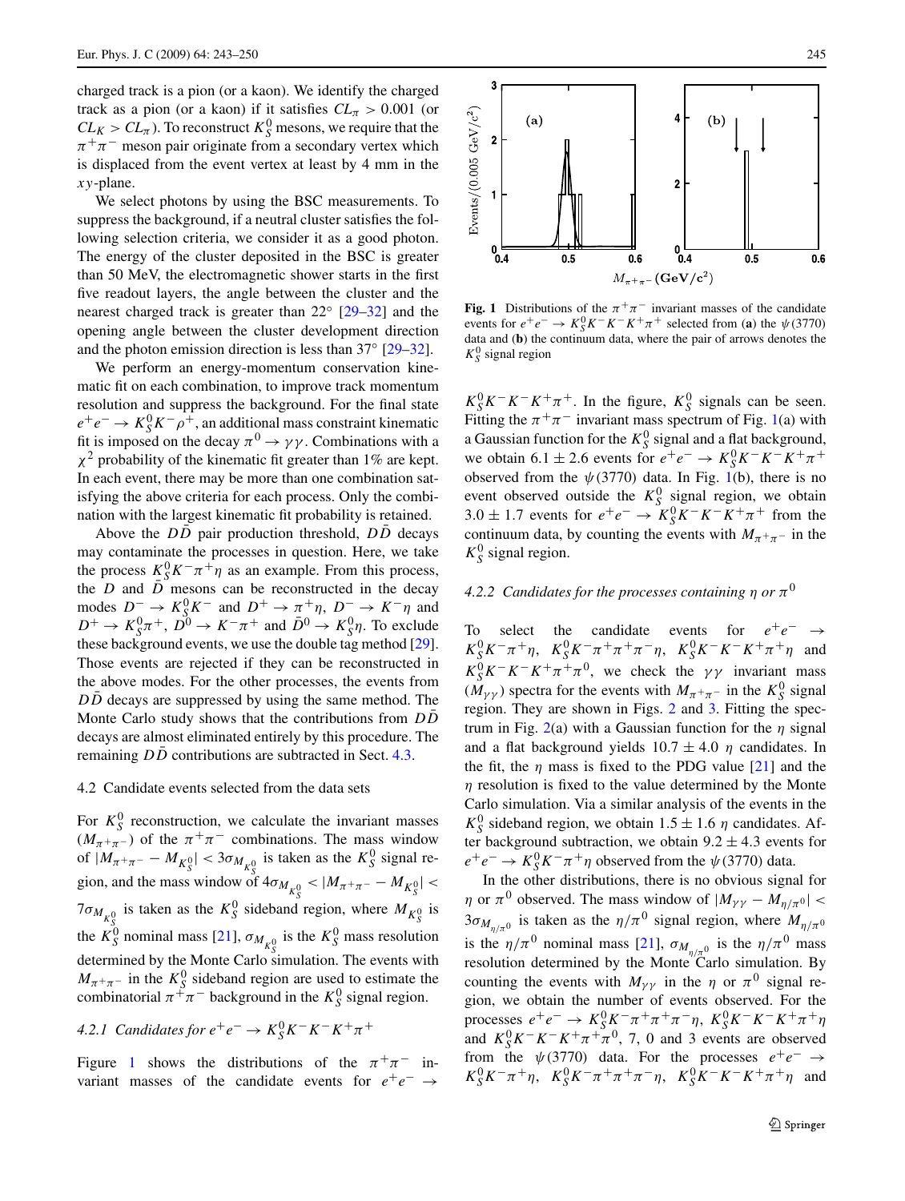charged track is a pion (or a kaon). We identify the charged track as a pion (or a kaon) if it satisfies $CL_\pi > 0.001$ (or $CL_K > CL_\pi$). To reconstruct $K^0_S$ mesons, we require that the $\pi^+\pi^-$ meson pair originate from a secondary vertex which is displaced from the event vertex at least by 4 mm in the $xy$-plane.

We select photons by using the BSC measurements. To suppress the background, if a neutral cluster satisfies the following selection criteria, we consider it as a good photon. The energy of the cluster deposited in the BSC is greater than 50 MeV, the electromagnetic shower starts in the first five readout layers, the angle between the cluster and the nearest charged track is greater than 22° [29–32] and the opening angle between the cluster development direction and the photon emission direction is less than 37° [29–32].

We perform an energy-momentum conservation kinematic fit on each combination, to improve track momentum resolution and suppress the background. For the final state $e^+e^- \to K^0_S K^- \rho^+$, an additional mass constraint kinematic fit is imposed on the decay $\pi^0 \to \gamma\gamma$. Combinations with a $\chi^2$ probability of the kinematic fit greater than 1% are kept. In each event, there may be more than one combination satisfying the above criteria for each process. Only the combination with the largest kinematic fit probability is retained.

Above the $D\bar{D}$ pair production threshold, $D\bar{D}$ decays may contaminate the processes in question. Here, we take the process $K^0_S K^-\pi^+\eta$ as an example. From this process, the $D$ and $\bar{D}$ mesons can be reconstructed in the decay modes $D^- \to K^0_S K^-$ and $D^+ \to \pi^+\eta$, $D^- \to K^-\eta$ and $D^+ \to K^0_S\pi^+$, $D^0 \to K^-\pi^+$ and $\bar{D}^0 \to K^0_S\eta$. To exclude these background events, we use the double tag method [29]. Those events are rejected if they can be reconstructed in the above modes. For the other processes, the events from $D\bar{D}$ decays are suppressed by using the same method. The Monte Carlo study shows that the contributions from $D\bar{D}$ decays are almost eliminated entirely by this procedure. The remaining $D\bar{D}$ contributions are subtracted in Sect. 4.3.

### 4.2 Candidate events selected from the data sets

For $K^0_S$ reconstruction, we calculate the invariant masses ($M_{\pi^+\pi^-}$) of the $\pi^+\pi^-$ combinations. The mass window of $|M_{\pi^+\pi^-} - M_{K^0_S}| < 3\sigma_{M_{K^0_S}}$ is taken as the $K^0_S$ signal region, and the mass window of $4\sigma_{M_{K^0_S}} < |M_{\pi^+\pi^-} - M_{K^0_S}| < 7\sigma_{M_{K^0_S}}$ is taken as the $K^0_S$ sideband region, where $M_{K^0_S}$ is the $K^0_S$ nominal mass [21], $\sigma_{M_{K^0_S}}$ is the $K^0_S$ mass resolution determined by the Monte Carlo simulation. The events with $M_{\pi^+\pi^-}$ in the $K^0_S$ sideband region are used to estimate the combinatorial $\pi^+\pi^-$ background in the $K^0_S$ signal region.

#### 4.2.1 Candidates for $e^+e^- \to K^0_S K^-K^-K^+\pi^+$

Figure 1 shows the distributions of the $\pi^+\pi^-$ invariant masses of the candidate events for $e^+e^- \to K^0_S K^-K^-K^+\pi^+$. In the figure, $K^0_S$ signals can be seen. Fitting the $\pi^+\pi^-$ invariant mass spectrum of Fig. 1(a) with a Gaussian function for the $K^0_S$ signal and a flat background, we obtain $6.1 \pm 2.6$ events for $e^+e^- \to K^0_S K^-K^-K^+\pi^+$ observed from the $\psi(3770)$ data. In Fig. 1(b), there is no event observed outside the $K^0_S$ signal region, we obtain $3.0 \pm 1.7$ events for $e^+e^- \to K^0_S K^-K^-K^+\pi^+$ from the continuum data, by counting the events with $M_{\pi^+\pi^-}$ in the $K^0_S$ signal region.

**Fig. 1** Distributions of the $\pi^+\pi^-$ invariant masses of the candidate events for $e^+e^- \to K^0_S K^-K^-K^+\pi^+$ selected from (**a**) the $\psi(3770)$ data and (**b**) the continuum data, where the pair of arrows denotes the $K^0_S$ signal region

#### 4.2.2 Candidates for the processes containing $\eta$ or $\pi^0$

To select the candidate events for $e^+e^- \to K^0_S K^-\pi^+\eta$, $K^0_S K^-\pi^+\pi^+\pi^-\eta$, $K^0_S K^-K^-K^+\pi^+\eta$ and $K^0_S K^-K^-K^+\pi^+\pi^0$, we check the $\gamma\gamma$ invariant mass ($M_{\gamma\gamma}$) spectra for the events with $M_{\pi^+\pi^-}$ in the $K^0_S$ signal region. They are shown in Figs. 2 and 3. Fitting the spectrum in Fig. 2(a) with a Gaussian function for the $\eta$ signal and a flat background yields $10.7 \pm 4.0$ $\eta$ candidates. In the fit, the $\eta$ mass is fixed to the PDG value [21] and the $\eta$ resolution is fixed to the value determined by the Monte Carlo simulation. Via a similar analysis of the events in the $K^0_S$ sideband region, we obtain $1.5 \pm 1.6$ $\eta$ candidates. After background subtraction, we obtain $9.2 \pm 4.3$ events for $e^+e^- \to K^0_S K^-\pi^+\eta$ observed from the $\psi(3770)$ data.

In the other distributions, there is no obvious signal for $\eta$ or $\pi^0$ observed. The mass window of $|M_{\gamma\gamma} - M_{\eta/\pi^0}| < 3\sigma_{M_{\eta/\pi^0}}$ is taken as the $\eta/\pi^0$ signal region, where $M_{\eta/\pi^0}$ is the $\eta/\pi^0$ nominal mass [21], $\sigma_{M_{\eta/\pi^0}}$ is the $\eta/\pi^0$ mass resolution determined by the Monte Carlo simulation. By counting the events with $M_{\gamma\gamma}$ in the $\eta$ or $\pi^0$ signal region, we obtain the number of events observed. For the processes $e^+e^- \to K^0_S K^-\pi^+\pi^+\pi^-\eta$, $K^0_S K^-K^-K^+\pi^+\eta$ and $K^0_S K^-K^-K^+\pi^+\pi^0$, 7, 0 and 3 events are observed from the $\psi(3770)$ data. For the processes $e^+e^- \to K^0_S K^-\pi^+\eta$, $K^0_S K^-\pi^+\pi^+\pi^-\eta$, $K^0_S K^-K^-K^+\pi^+\eta$ and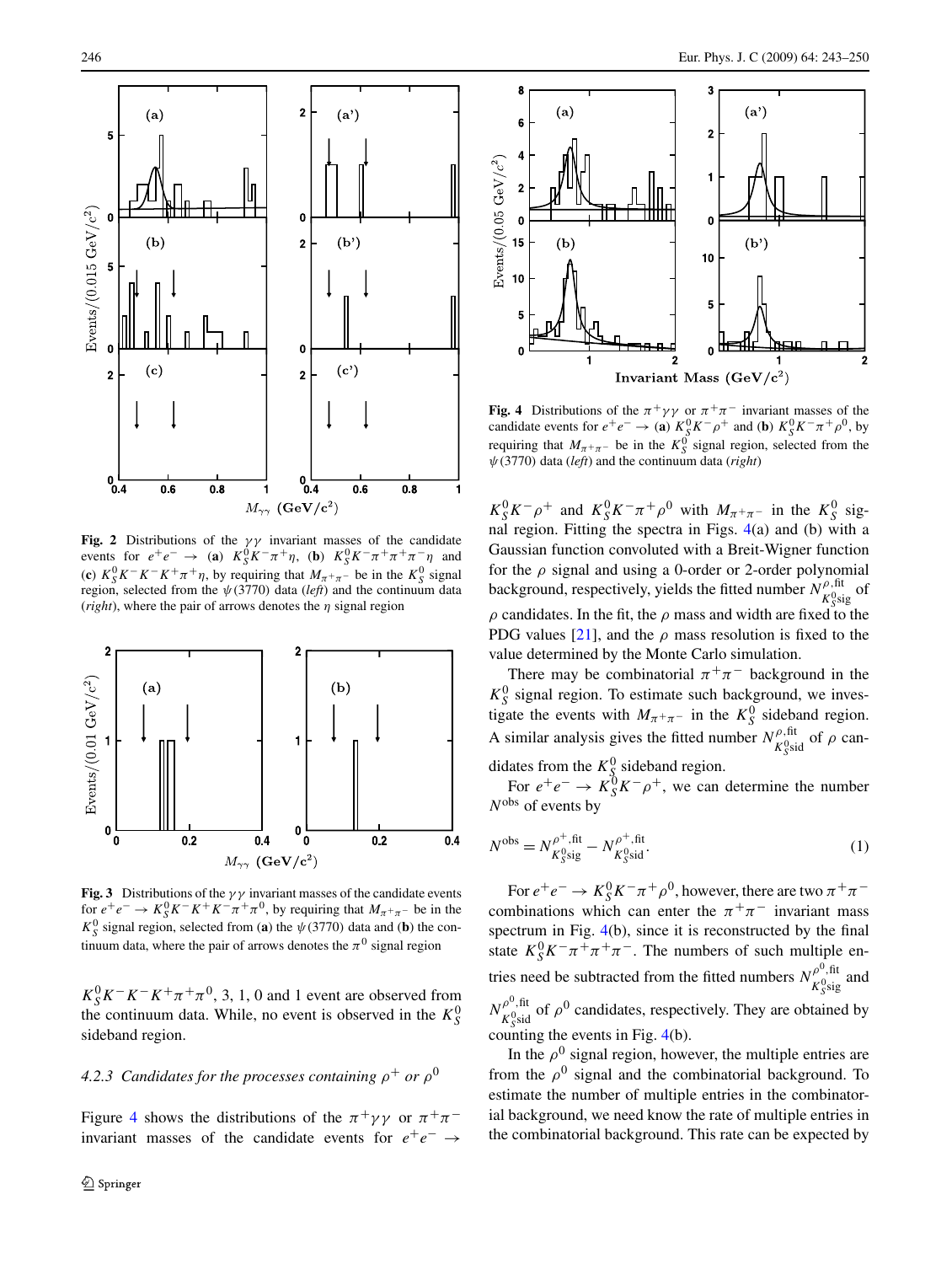Fig. 2 Distributions of the $\gamma\gamma$ invariant masses of the candidate events for $e^+e^- \to$ (**a**) $K_S^0 K^- \pi^+ \eta$, (**b**) $K_S^0 K^- \pi^+ \pi^+ \pi^- \eta$ and (**c**) $K_S^0 K^- K^- K^+ \pi^+ \eta$, by requiring that $M_{\pi^+\pi^-}$ be in the $K_S^0$ signal region, selected from the $\psi(3770)$ data (*left*) and the continuum data (*right*), where the pair of arrows denotes the $\eta$ signal region

Fig. 3 Distributions of the $\gamma\gamma$ invariant masses of the candidate events for $e^+e^- \to K_S^0 K^- K^+ K^- \pi^+ \pi^0$, by requiring that $M_{\pi^+\pi^-}$ be in the $K_S^0$ signal region, selected from (**a**) the $\psi(3770)$ data and (**b**) the continuum data, where the pair of arrows denotes the $\pi^0$ signal region

$K_S^0 K^- K^- K^+ \pi^+ \pi^0$, 3, 1, 0 and 1 event are observed from the continuum data. While, no event is observed in the $K_S^0$ sideband region.

*4.2.3 Candidates for the processes containing $\rho^+$ or $\rho^0$*

Figure 4 shows the distributions of the $\pi^+\gamma\gamma$ or $\pi^+\pi^-$ invariant masses of the candidate events for $e^+e^- \to$ $K_S^0 K^- \rho^+$ and $K_S^0 K^- \pi^+ \rho^0$ with $M_{\pi^+\pi^-}$ in the $K_S^0$ signal region. Fitting the spectra in Figs. 4(a) and (b) with a Gaussian function convoluted with a Breit-Wigner function for the $\rho$ signal and using a 0-order or 2-order polynomial background, respectively, yields the fitted number $N^{\rho,\mathrm{fit}}_{K_S^0\mathrm{sig}}$ of $\rho$ candidates. In the fit, the $\rho$ mass and width are fixed to the PDG values [21], and the $\rho$ mass resolution is fixed to the value determined by the Monte Carlo simulation.

Fig. 4 Distributions of the $\pi^+\gamma\gamma$ or $\pi^+\pi^-$ invariant masses of the candidate events for $e^+e^- \to$ (**a**) $K_S^0 K^- \rho^+$ and (**b**) $K_S^0 K^- \pi^+ \rho^0$, by requiring that $M_{\pi^+\pi^-}$ be in the $K_S^0$ signal region, selected from the $\psi(3770)$ data (*left*) and the continuum data (*right*)

There may be combinatorial $\pi^+\pi^-$ background in the $K_S^0$ signal region. To estimate such background, we investigate the events with $M_{\pi^+\pi^-}$ in the $K_S^0$ sideband region. A similar analysis gives the fitted number $N^{\rho,\mathrm{fit}}_{K_S^0\mathrm{sid}}$ of $\rho$ candidates from the $K_S^0$ sideband region.

For $e^+e^- \to K_S^0 K^- \rho^+$, we can determine the number $N^{\mathrm{obs}}$ of events by

$$N^{\mathrm{obs}} = N^{\rho^+,\mathrm{fit}}_{K_S^0\mathrm{sig}} - N^{\rho^+,\mathrm{fit}}_{K_S^0\mathrm{sid}}. \tag{1}$$

For $e^+e^- \to K_S^0 K^- \pi^+ \rho^0$, however, there are two $\pi^+\pi^-$ combinations which can enter the $\pi^+\pi^-$ invariant mass spectrum in Fig. 4(b), since it is reconstructed by the final state $K_S^0 K^- \pi^+ \pi^+ \pi^-$. The numbers of such multiple entries need be subtracted from the fitted numbers $N^{\rho^0,\mathrm{fit}}_{K_S^0\mathrm{sig}}$ and $N^{\rho^0,\mathrm{fit}}_{K_S^0\mathrm{sid}}$ of $\rho^0$ candidates, respectively. They are obtained by counting the events in Fig. 4(b).

In the $\rho^0$ signal region, however, the multiple entries are from the $\rho^0$ signal and the combinatorial background. To estimate the number of multiple entries in the combinatorial background, we need know the rate of multiple entries in the combinatorial background. This rate can be expected by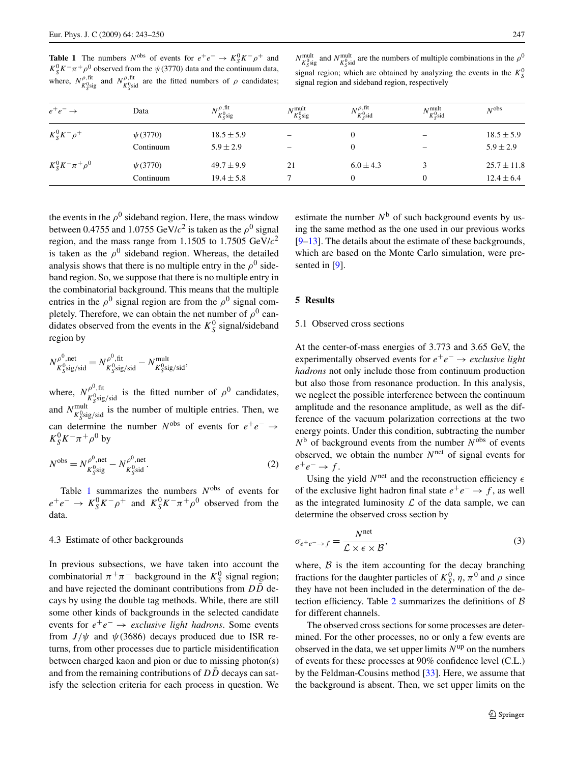**Table 1** The numbers $N^{\rm obs}$ of events for $e^+e^- \to K^0_S K^- \rho^+$ and $K^0_S K^- \pi^+ \rho^0$ observed from the $\psi(3770)$ data and the continuum data, where, $N^{\rho,\rm fit}_{K^0_S \rm sig}$ and $N^{\rho,\rm fit}_{K^0_S \rm sid}$ are the fitted numbers of $\rho$ candidates; $N^{\rm mult}_{K^0_S \rm sig}$ and $N^{\rm mult}_{K^0_S \rm sid}$ are the numbers of multiple combinations in the $\rho^0$ signal region; which are obtained by analyzing the events in the $K^0_S$ signal region and sideband region, respectively

| $e^+e^- \to$ | Data | $N^{\rho,\rm fit}_{K^0_S \rm sig}$ | $N^{\rm mult}_{K^0_S \rm sig}$ | $N^{\rho,\rm fit}_{K^0_S \rm sid}$ | $N^{\rm mult}_{K^0_S \rm sid}$ | $N^{\rm obs}$ |
|---|---|---|---|---|---|---|
| $K^0_S K^- \rho^+$ | $\psi(3770)$ | $18.5 \pm 5.9$ | – | 0 | – | $18.5 \pm 5.9$ |
| | Continuum | $5.9 \pm 2.9$ | – | 0 | – | $5.9 \pm 2.9$ |
| $K^0_S K^- \pi^+ \rho^0$ | $\psi(3770)$ | $49.7 \pm 9.9$ | 21 | $6.0 \pm 4.3$ | 3 | $25.7 \pm 11.8$ |
| | Continuum | $19.4 \pm 5.8$ | 7 | 0 | 0 | $12.4 \pm 6.4$ |

the events in the $\rho^0$ sideband region. Here, the mass window between 0.4755 and 1.0755 GeV/$c^2$ is taken as the $\rho^0$ signal region, and the mass range from 1.1505 to 1.7505 GeV/$c^2$ is taken as the $\rho^0$ sideband region. Whereas, the detailed analysis shows that there is no multiple entry in the $\rho^0$ sideband region. So, we suppose that there is no multiple entry in the combinatorial background. This means that the multiple entries in the $\rho^0$ signal region are from the $\rho^0$ signal completely. Therefore, we can obtain the net number of $\rho^0$ candidates observed from the events in the $K^0_S$ signal/sideband region by

$$N^{\rho^0,\rm net}_{K^0_S \rm sig/sid} = N^{\rho^0,\rm fit}_{K^0_S \rm sig/sid} - N^{\rm mult}_{K^0_S \rm sig/sid},$$

where, $N^{\rho^0,\rm fit}_{K^0_S \rm sig/sid}$ is the fitted number of $\rho^0$ candidates, and $N^{\rm mult}_{K^0_S \rm sig/sid}$ is the number of multiple entries. Then, we can determine the number $N^{\rm obs}$ of events for $e^+e^- \to K^0_S K^- \pi^+ \rho^0$ by

$$N^{\rm obs} = N^{\rho^0,\rm net}_{K^0_S \rm sig} - N^{\rho^0,\rm net}_{K^0_S \rm sid}. \tag{2}$$

Table 1 summarizes the numbers $N^{\rm obs}$ of events for $e^+e^- \to K^0_S K^- \rho^+$ and $K^0_S K^- \pi^+ \rho^0$ observed from the data.

### 4.3 Estimate of other backgrounds

In previous subsections, we have taken into account the combinatorial $\pi^+\pi^-$ background in the $K^0_S$ signal region; and have rejected the dominant contributions from $D\bar{D}$ decays by using the double tag methods. While, there are still some other kinds of backgrounds in the selected candidate events for $e^+e^- \to$ *exclusive light hadrons*. Some events from $J/\psi$ and $\psi(3686)$ decays produced due to ISR returns, from other processes due to particle misidentification between charged kaon and pion or due to missing photon(s) and from the remaining contributions of $D\bar{D}$ decays can satisfy the selection criteria for each process in question. We estimate the number $N^{\rm b}$ of such background events by using the same method as the one used in our previous works [9–13]. The details about the estimate of these backgrounds, which are based on the Monte Carlo simulation, were presented in [9].

## 5 Results

### 5.1 Observed cross sections

At the center-of-mass energies of 3.773 and 3.65 GeV, the experimentally observed events for $e^+e^- \to$ *exclusive light hadrons* not only include those from continuum production but also those from resonance production. In this analysis, we neglect the possible interference between the continuum amplitude and the resonance amplitude, as well as the difference of the vacuum polarization corrections at the two energy points. Under this condition, subtracting the number $N^{\rm b}$ of background events from the number $N^{\rm obs}$ of events observed, we obtain the number $N^{\rm net}$ of signal events for $e^+e^- \to f$.

Using the yield $N^{\rm net}$ and the reconstruction efficiency $\epsilon$ of the exclusive light hadron final state $e^+e^- \to f$, as well as the integrated luminosity $\mathcal{L}$ of the data sample, we can determine the observed cross section by

$$\sigma_{e^+e^- \to f} = \frac{N^{\rm net}}{\mathcal{L} \times \epsilon \times \mathcal{B}}, \tag{3}$$

where, $\mathcal{B}$ is the item accounting for the decay branching fractions for the daughter particles of $K^0_S$, $\eta$, $\pi^0$ and $\rho$ since they have not been included in the determination of the detection efficiency. Table 2 summarizes the definitions of $\mathcal{B}$ for different channels.

The observed cross sections for some processes are determined. For the other processes, no or only a few events are observed in the data, we set upper limits $N^{\rm up}$ on the numbers of events for these processes at 90% confidence level (C.L.) by the Feldman-Cousins method [33]. Here, we assume that the background is absent. Then, we set upper limits on the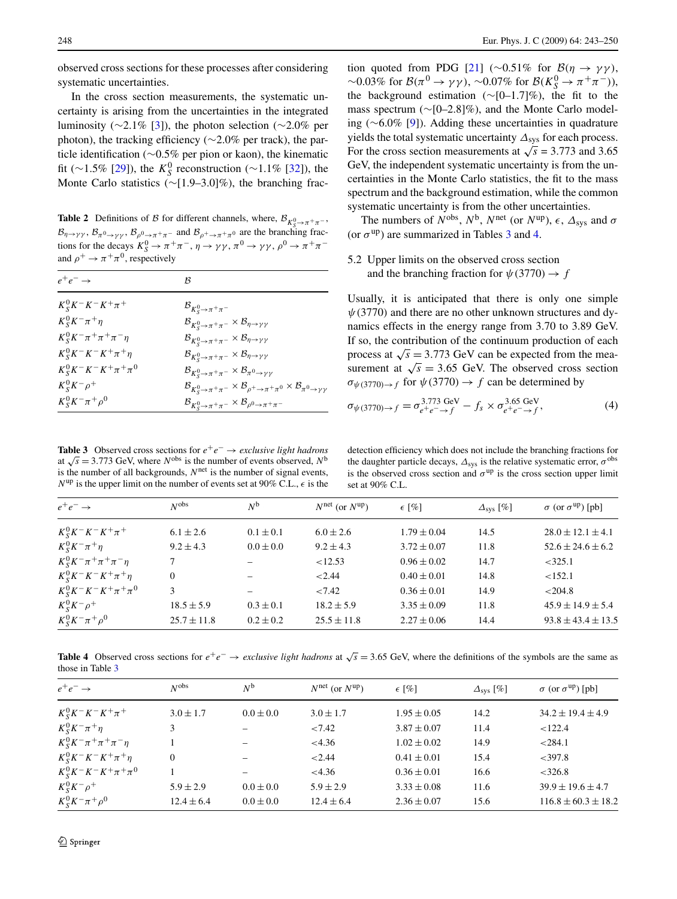observed cross sections for these processes after considering systematic uncertainties.

In the cross section measurements, the systematic uncertainty is arising from the uncertainties in the integrated luminosity (∼2.1% [3]), the photon selection (∼2.0% per photon), the tracking efficiency (∼2.0% per track), the particle identification (∼0.5% per pion or kaon), the kinematic fit (∼1.5% [29]), the $K^0_S$ reconstruction (∼1.1% [32]), the Monte Carlo statistics (∼[1.9–3.0]%), the branching fraction quoted from PDG [21] (∼0.51% for $\mathcal{B}(\eta \to \gamma\gamma)$, ∼0.03% for $\mathcal{B}(\pi^0 \to \gamma\gamma)$, ∼0.07% for $\mathcal{B}(K^0_S \to \pi^+\pi^-)$), the background estimation (∼[0–1.7]%), the fit to the mass spectrum (∼[0–2.8]%), and the Monte Carlo modeling (∼6.0% [9]). Adding these uncertainties in quadrature yields the total systematic uncertainty $\Delta_{\rm sys}$ for each process. For the cross section measurements at $\sqrt{s} = 3.773$ and 3.65 GeV, the independent systematic uncertainty is from the uncertainties in the Monte Carlo statistics, the fit to the mass spectrum and the background estimation, while the common systematic uncertainty is from the other uncertainties.

The numbers of $N^{\rm obs}$, $N^{\rm b}$, $N^{\rm net}$ (or $N^{\rm up}$), $\epsilon$, $\Delta_{\rm sys}$ and $\sigma$ (or $\sigma^{\rm up}$) are summarized in Tables 3 and 4.

**Table 2** Definitions of $\mathcal{B}$ for different channels, where, $\mathcal{B}_{K^0_S\to\pi^+\pi^-}$, $\mathcal{B}_{\eta\to\gamma\gamma}$, $\mathcal{B}_{\pi^0\to\gamma\gamma}$, $\mathcal{B}_{\rho^0\to\pi^+\pi^-}$ and $\mathcal{B}_{\rho^+\to\pi^+\pi^0}$ are the branching fractions for the decays $K^0_S \to \pi^+\pi^-$, $\eta \to \gamma\gamma$, $\pi^0 \to \gamma\gamma$, $\rho^0 \to \pi^+\pi^-$ and $\rho^+ \to \pi^+\pi^0$, respectively

| $e^+e^- \to$ | $\mathcal{B}$ |
|---|---|
| $K^0_S K^- K^- K^+ \pi^+$ | $\mathcal{B}_{K^0_S\to\pi^+\pi^-}$ |
| $K^0_S K^- \pi^+ \eta$ | $\mathcal{B}_{K^0_S\to\pi^+\pi^-} \times \mathcal{B}_{\eta\to\gamma\gamma}$ |
| $K^0_S K^- \pi^+ \pi^+ \pi^- \eta$ | $\mathcal{B}_{K^0_S\to\pi^+\pi^-} \times \mathcal{B}_{\eta\to\gamma\gamma}$ |
| $K^0_S K^- K^- K^+ \pi^+ \eta$ | $\mathcal{B}_{K^0_S\to\pi^+\pi^-} \times \mathcal{B}_{\eta\to\gamma\gamma}$ |
| $K^0_S K^- K^- K^+ \pi^+ \pi^0$ | $\mathcal{B}_{K^0_S\to\pi^+\pi^-} \times \mathcal{B}_{\pi^0\to\gamma\gamma}$ |
| $K^0_S K^- \rho^+$ | $\mathcal{B}_{K^0_S\to\pi^+\pi^-} \times \mathcal{B}_{\rho^+\to\pi^+\pi^0} \times \mathcal{B}_{\pi^0\to\gamma\gamma}$ |
| $K^0_S K^- \pi^+ \rho^0$ | $\mathcal{B}_{K^0_S\to\pi^+\pi^-} \times \mathcal{B}_{\rho^0\to\pi^+\pi^-}$ |

## 5.2 Upper limits on the observed cross section and the branching fraction for $\psi(3770) \to f$

Usually, it is anticipated that there is only one simple $\psi(3770)$ and there are no other unknown structures and dynamics effects in the energy range from 3.70 to 3.89 GeV. If so, the contribution of the continuum production of each process at $\sqrt{s} = 3.773$ GeV can be expected from the measurement at $\sqrt{s} = 3.65$ GeV. The observed cross section $\sigma_{\psi(3770)\to f}$ for $\psi(3770) \to f$ can be determined by

$$\sigma_{\psi(3770)\to f} = \sigma^{3.773\ \rm GeV}_{e^+e^-\to f} - f_s \times \sigma^{3.65\ \rm GeV}_{e^+e^-\to f}, \qquad (4)$$

**Table 3** Observed cross sections for $e^+e^- \to$ *exclusive light hadrons* at $\sqrt{s} = 3.773$ GeV, where $N^{\rm obs}$ is the number of events observed, $N^{\rm b}$ is the number of all backgrounds, $N^{\rm net}$ is the number of signal events, $N^{\rm up}$ is the upper limit on the number of events set at 90% C.L., $\epsilon$ is the detection efficiency which does not include the branching fractions for the daughter particle decays, $\Delta_{\rm sys}$ is the relative systematic error, $\sigma^{\rm obs}$ is the observed cross section and $\sigma^{\rm up}$ is the cross section upper limit set at 90% C.L.

| $e^+e^- \to$ | $N^{\rm obs}$ | $N^{\rm b}$ | $N^{\rm net}$ (or $N^{\rm up}$) | $\epsilon$ [%] | $\Delta_{\rm sys}$ [%] | $\sigma$ (or $\sigma^{\rm up}$) [pb] |
|---|---|---|---|---|---|---|
| $K^0_S K^- K^- K^+ \pi^+$ | $6.1 \pm 2.6$ | $0.1 \pm 0.1$ | $6.0 \pm 2.6$ | $1.79 \pm 0.04$ | 14.5 | $28.0 \pm 12.1 \pm 4.1$ |
| $K^0_S K^- \pi^+ \eta$ | $9.2 \pm 4.3$ | $0.0 \pm 0.0$ | $9.2 \pm 4.3$ | $3.72 \pm 0.07$ | 11.8 | $52.6 \pm 24.6 \pm 6.2$ |
| $K^0_S K^- \pi^+ \pi^+ \pi^- \eta$ | 7 | – | $<12.53$ | $0.96 \pm 0.02$ | 14.7 | $<325.1$ |
| $K^0_S K^- K^- K^+ \pi^+ \eta$ | 0 | – | $<2.44$ | $0.40 \pm 0.01$ | 14.8 | $<152.1$ |
| $K^0_S K^- K^- K^+ \pi^+ \pi^0$ | 3 | – | $<7.42$ | $0.36 \pm 0.01$ | 14.9 | $<204.8$ |
| $K^0_S K^- \rho^+$ | $18.5 \pm 5.9$ | $0.3 \pm 0.1$ | $18.2 \pm 5.9$ | $3.35 \pm 0.09$ | 11.8 | $45.9 \pm 14.9 \pm 5.4$ |
| $K^0_S K^- \pi^+ \rho^0$ | $25.7 \pm 11.8$ | $0.2 \pm 0.2$ | $25.5 \pm 11.8$ | $2.27 \pm 0.06$ | 14.4 | $93.8 \pm 43.4 \pm 13.5$ |

**Table 4** Observed cross sections for $e^+e^- \to$ *exclusive light hadrons* at $\sqrt{s} = 3.65$ GeV, where the definitions of the symbols are the same as those in Table 3

| $e^+e^- \to$ | $N^{\rm obs}$ | $N^{\rm b}$ | $N^{\rm net}$ (or $N^{\rm up}$) | $\epsilon$ [%] | $\Delta_{\rm sys}$ [%] | $\sigma$ (or $\sigma^{\rm up}$) [pb] |
|---|---|---|---|---|---|---|
| $K^0_S K^- K^- K^+ \pi^+$ | $3.0 \pm 1.7$ | $0.0 \pm 0.0$ | $3.0 \pm 1.7$ | $1.95 \pm 0.05$ | 14.2 | $34.2 \pm 19.4 \pm 4.9$ |
| $K^0_S K^- \pi^+ \eta$ | 3 | – | $<7.42$ | $3.87 \pm 0.07$ | 11.4 | $<122.4$ |
| $K^0_S K^- \pi^+ \pi^+ \pi^- \eta$ | 1 | – | $<4.36$ | $1.02 \pm 0.02$ | 14.9 | $<284.1$ |
| $K^0_S K^- K^- K^+ \pi^+ \eta$ | 0 | – | $<2.44$ | $0.41 \pm 0.01$ | 15.4 | $<397.8$ |
| $K^0_S K^- K^- K^+ \pi^+ \pi^0$ | 1 | – | $<4.36$ | $0.36 \pm 0.01$ | 16.6 | $<326.8$ |
| $K^0_S K^- \rho^+$ | $5.9 \pm 2.9$ | $0.0 \pm 0.0$ | $5.9 \pm 2.9$ | $3.33 \pm 0.08$ | 11.6 | $39.9 \pm 19.6 \pm 4.7$ |
| $K^0_S K^- \pi^+ \rho^0$ | $12.4 \pm 6.4$ | $0.0 \pm 0.0$ | $12.4 \pm 6.4$ | $2.36 \pm 0.07$ | 15.6 | $116.8 \pm 60.3 \pm 18.2$ |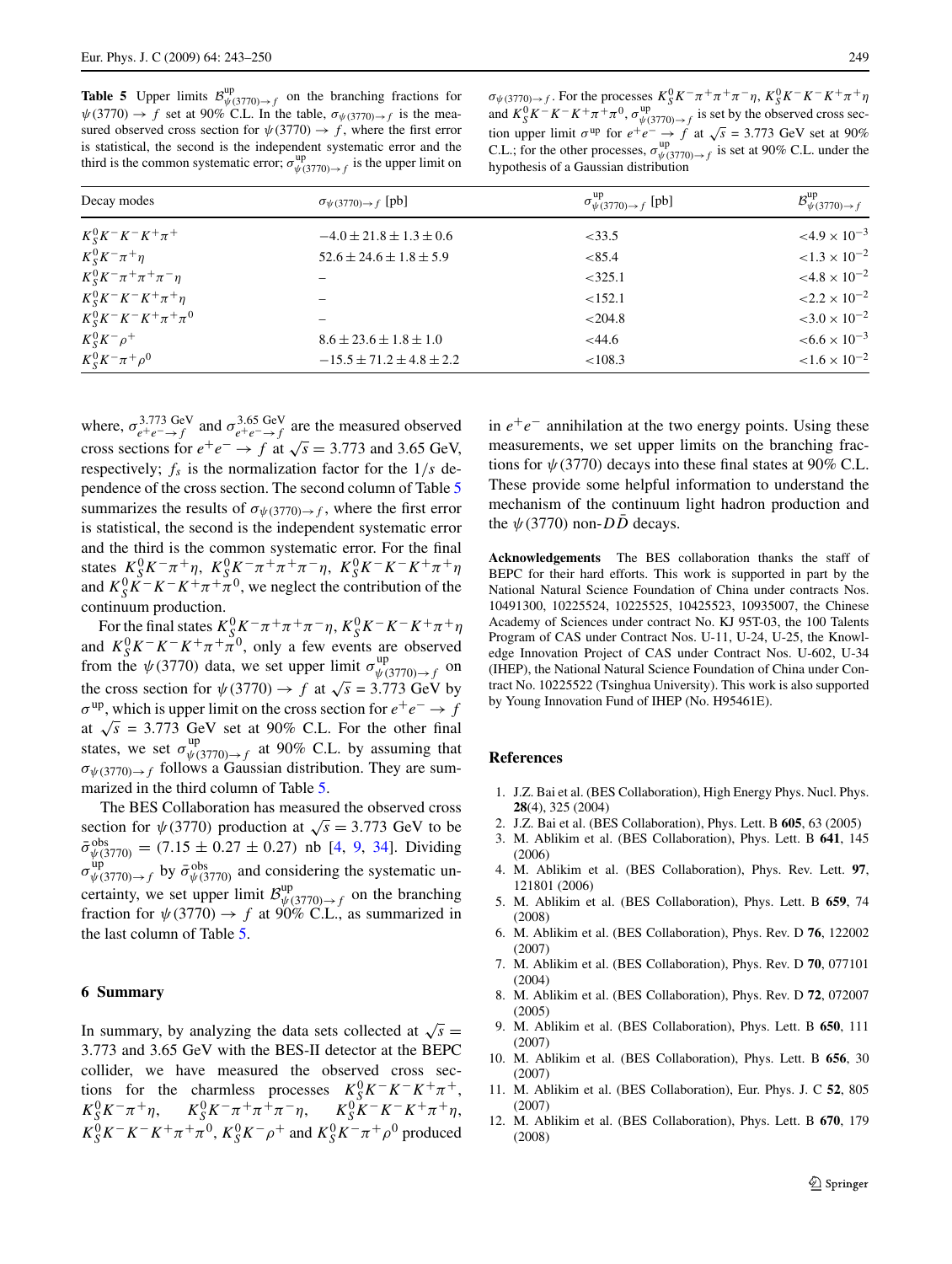**Table 5** Upper limits $\mathcal{B}^{\rm up}_{\psi(3770)\to f}$ on the branching fractions for $\psi(3770)\to f$ set at 90% C.L. In the table, $\sigma_{\psi(3770)\to f}$ is the measured observed cross section for $\psi(3770)\to f$, where the first error is statistical, the second is the independent systematic error and the third is the common systematic error; $\sigma^{\rm up}_{\psi(3770)\to f}$ is the upper limit on $\sigma_{\psi(3770)\to f}$. For the processes $K^0_S K^-\pi^+\pi^+\pi^-\eta$, $K^0_S K^- K^- K^+\pi^+\eta$ and $K^0_S K^- K^- K^+\pi^+\pi^0$, $\sigma^{\rm up}_{\psi(3770)\to f}$ is set by the observed cross section upper limit $\sigma^{\rm up}$ for $e^+e^-\to f$ at $\sqrt{s}=3.773$ GeV set at 90% C.L.; for the other processes, $\sigma^{\rm up}_{\psi(3770)\to f}$ is set at 90% C.L. under the hypothesis of a Gaussian distribution

| Decay modes | $\sigma_{\psi(3770)\to f}$ [pb] | $\sigma^{\rm up}_{\psi(3770)\to f}$ [pb] | $\mathcal{B}^{\rm up}_{\psi(3770)\to f}$ |
|---|---|---|---|
| $K^0_S K^- K^- K^+\pi^+$ | $-4.0\pm 21.8\pm 1.3\pm 0.6$ | $<33.5$ | $<4.9\times 10^{-3}$ |
| $K^0_S K^-\pi^+\eta$ | $52.6\pm 24.6\pm 1.8\pm 5.9$ | $<85.4$ | $<1.3\times 10^{-2}$ |
| $K^0_S K^-\pi^+\pi^+\pi^-\eta$ | – | $<325.1$ | $<4.8\times 10^{-2}$ |
| $K^0_S K^- K^- K^+\pi^+\eta$ | – | $<152.1$ | $<2.2\times 10^{-2}$ |
| $K^0_S K^- K^- K^+\pi^+\pi^0$ | – | $<204.8$ | $<3.0\times 10^{-2}$ |
| $K^0_S K^-\rho^+$ | $8.6\pm 23.6\pm 1.8\pm 1.0$ | $<44.6$ | $<6.6\times 10^{-3}$ |
| $K^0_S K^-\pi^+\rho^0$ | $-15.5\pm 71.2\pm 4.8\pm 2.2$ | $<108.3$ | $<1.6\times 10^{-2}$ |

where, $\sigma^{3.773\ \rm GeV}_{e^+e^-\to f}$ and $\sigma^{3.65\ \rm GeV}_{e^+e^-\to f}$ are the measured observed cross sections for $e^+e^-\to f$ at $\sqrt{s}=3.773$ and 3.65 GeV, respectively; $f_s$ is the normalization factor for the $1/s$ dependence of the cross section. The second column of Table 5 summarizes the results of $\sigma_{\psi(3770)\to f}$, where the first error is statistical, the second is the independent systematic error and the third is the common systematic error. For the final states $K^0_S K^-\pi^+\eta$, $K^0_S K^-\pi^+\pi^+\pi^-\eta$, $K^0_S K^- K^- K^+\pi^+\eta$ and $K^0_S K^- K^- K^+\pi^+\pi^0$, we neglect the contribution of the continuum production.

For the final states $K^0_S K^-\pi^+\pi^+\pi^-\eta$, $K^0_S K^- K^- K^+\pi^+\eta$ and $K^0_S K^- K^- K^+\pi^+\pi^0$, only a few events are observed from the $\psi(3770)$ data, we set upper limit $\sigma^{\rm up}_{\psi(3770)\to f}$ on the cross section for $\psi(3770)\to f$ at $\sqrt{s}=3.773$ GeV by $\sigma^{\rm up}$, which is upper limit on the cross section for $e^+e^-\to f$ at $\sqrt{s}=3.773$ GeV set at 90% C.L. For the other final states, we set $\sigma^{\rm up}_{\psi(3770)\to f}$ at 90% C.L. by assuming that $\sigma_{\psi(3770)\to f}$ follows a Gaussian distribution. They are summarized in the third column of Table 5.

The BES Collaboration has measured the observed cross section for $\psi(3770)$ production at $\sqrt{s}=3.773$ GeV to be $\bar{\sigma}^{\rm obs}_{\psi(3770)}=(7.15\pm 0.27\pm 0.27)$ nb [4, 9, 34]. Dividing $\sigma^{\rm up}_{\psi(3770)\to f}$ by $\bar{\sigma}^{\rm obs}_{\psi(3770)}$ and considering the systematic uncertainty, we set upper limit $\mathcal{B}^{\rm up}_{\psi(3770)\to f}$ on the branching fraction for $\psi(3770)\to f$ at 90% C.L., as summarized in the last column of Table 5.

## 6 Summary

In summary, by analyzing the data sets collected at $\sqrt{s}=3.773$ and 3.65 GeV with the BES-II detector at the BEPC collider, we have measured the observed cross sections for the charmless processes $K^0_S K^- K^- K^+\pi^+$, $K^0_S K^-\pi^+\eta$, $K^0_S K^-\pi^+\pi^+\pi^-\eta$, $K^0_S K^- K^- K^+\pi^+\eta$, $K^0_S K^- K^- K^+\pi^+\pi^0$, $K^0_S K^-\rho^+$ and $K^0_S K^-\pi^+\rho^0$ produced in $e^+e^-$ annihilation at the two energy points. Using these measurements, we set upper limits on the branching fractions for $\psi(3770)$ decays into these final states at 90% C.L. These provide some helpful information to understand the mechanism of the continuum light hadron production and the $\psi(3770)$ non-$D\bar{D}$ decays.

**Acknowledgements** The BES collaboration thanks the staff of BEPC for their hard efforts. This work is supported in part by the National Natural Science Foundation of China under contracts Nos. 10491300, 10225524, 10225525, 10425523, 10935007, the Chinese Academy of Sciences under contract No. KJ 95T-03, the 100 Talents Program of CAS under Contract Nos. U-11, U-24, U-25, the Knowledge Innovation Project of CAS under Contract Nos. U-602, U-34 (IHEP), the National Natural Science Foundation of China under Contract No. 10225522 (Tsinghua University). This work is also supported by Young Innovation Fund of IHEP (No. H95461E).

## References

1. J.Z. Bai et al. (BES Collaboration), High Energy Phys. Nucl. Phys. **28**(4), 325 (2004)
2. J.Z. Bai et al. (BES Collaboration), Phys. Lett. B **605**, 63 (2005)
3. M. Ablikim et al. (BES Collaboration), Phys. Lett. B **641**, 145 (2006)
4. M. Ablikim et al. (BES Collaboration), Phys. Rev. Lett. **97**, 121801 (2006)
5. M. Ablikim et al. (BES Collaboration), Phys. Lett. B **659**, 74 (2008)
6. M. Ablikim et al. (BES Collaboration), Phys. Rev. D **76**, 122002 (2007)
7. M. Ablikim et al. (BES Collaboration), Phys. Rev. D **70**, 077101 (2004)
8. M. Ablikim et al. (BES Collaboration), Phys. Rev. D **72**, 072007 (2005)
9. M. Ablikim et al. (BES Collaboration), Phys. Lett. B **650**, 111 (2007)
10. M. Ablikim et al. (BES Collaboration), Phys. Lett. B **656**, 30 (2007)
11. M. Ablikim et al. (BES Collaboration), Eur. Phys. J. C **52**, 805 (2007)
12. M. Ablikim et al. (BES Collaboration), Phys. Lett. B **670**, 179 (2008)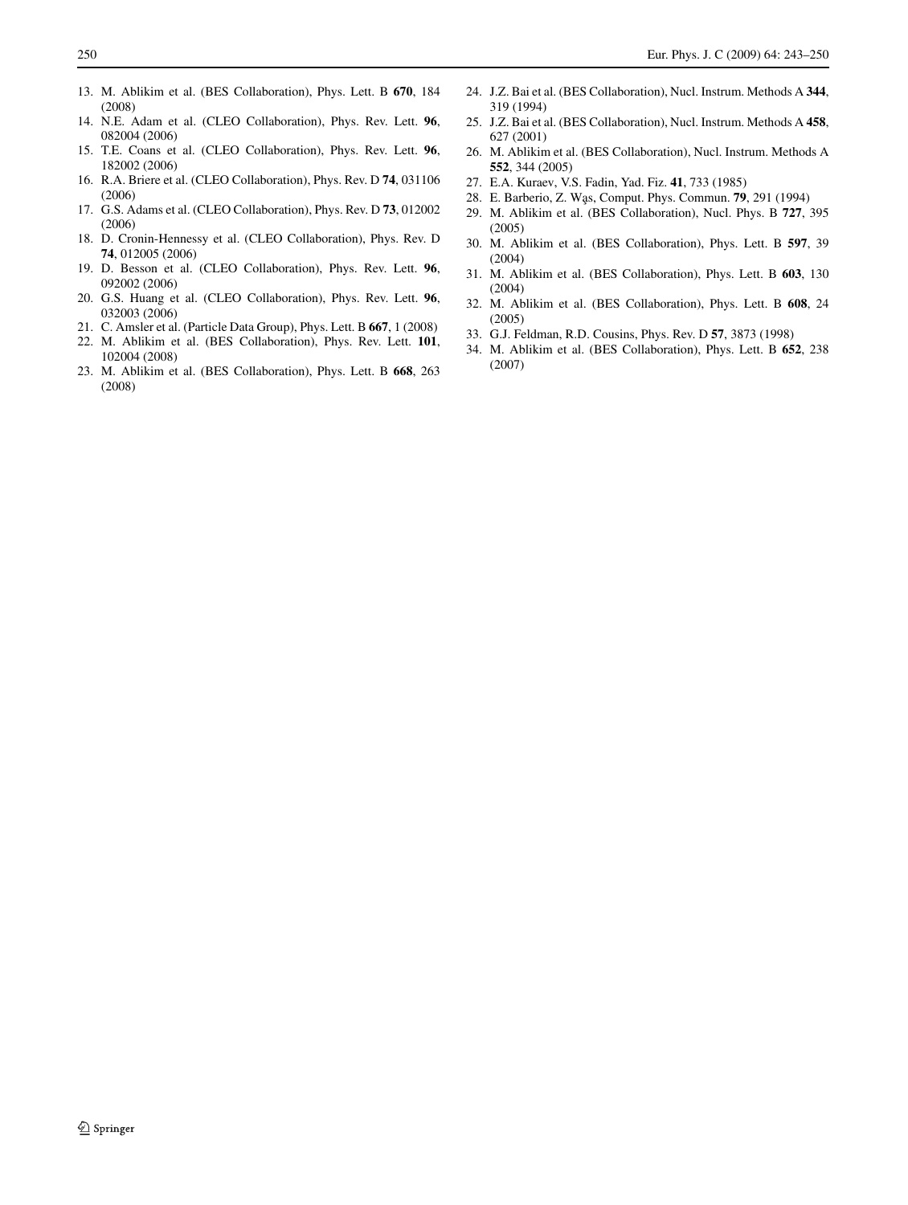13. M. Ablikim et al. (BES Collaboration), Phys. Lett. B **670**, 184 (2008)
14. N.E. Adam et al. (CLEO Collaboration), Phys. Rev. Lett. **96**, 082004 (2006)
15. T.E. Coans et al. (CLEO Collaboration), Phys. Rev. Lett. **96**, 182002 (2006)
16. R.A. Briere et al. (CLEO Collaboration), Phys. Rev. D **74**, 031106 (2006)
17. G.S. Adams et al. (CLEO Collaboration), Phys. Rev. D **73**, 012002 (2006)
18. D. Cronin-Hennessy et al. (CLEO Collaboration), Phys. Rev. D **74**, 012005 (2006)
19. D. Besson et al. (CLEO Collaboration), Phys. Rev. Lett. **96**, 092002 (2006)
20. G.S. Huang et al. (CLEO Collaboration), Phys. Rev. Lett. **96**, 032003 (2006)
21. C. Amsler et al. (Particle Data Group), Phys. Lett. B **667**, 1 (2008)
22. M. Ablikim et al. (BES Collaboration), Phys. Rev. Lett. **101**, 102004 (2008)
23. M. Ablikim et al. (BES Collaboration), Phys. Lett. B **668**, 263 (2008)
24. J.Z. Bai et al. (BES Collaboration), Nucl. Instrum. Methods A **344**, 319 (1994)
25. J.Z. Bai et al. (BES Collaboration), Nucl. Instrum. Methods A **458**, 627 (2001)
26. M. Ablikim et al. (BES Collaboration), Nucl. Instrum. Methods A **552**, 344 (2005)
27. E.A. Kuraev, V.S. Fadin, Yad. Fiz. **41**, 733 (1985)
28. E. Barberio, Z. Wąs, Comput. Phys. Commun. **79**, 291 (1994)
29. M. Ablikim et al. (BES Collaboration), Nucl. Phys. B **727**, 395 (2005)
30. M. Ablikim et al. (BES Collaboration), Phys. Lett. B **597**, 39 (2004)
31. M. Ablikim et al. (BES Collaboration), Phys. Lett. B **603**, 130 (2004)
32. M. Ablikim et al. (BES Collaboration), Phys. Lett. B **608**, 24 (2005)
33. G.J. Feldman, R.D. Cousins, Phys. Rev. D **57**, 3873 (1998)
34. M. Ablikim et al. (BES Collaboration), Phys. Lett. B **652**, 238 (2007)